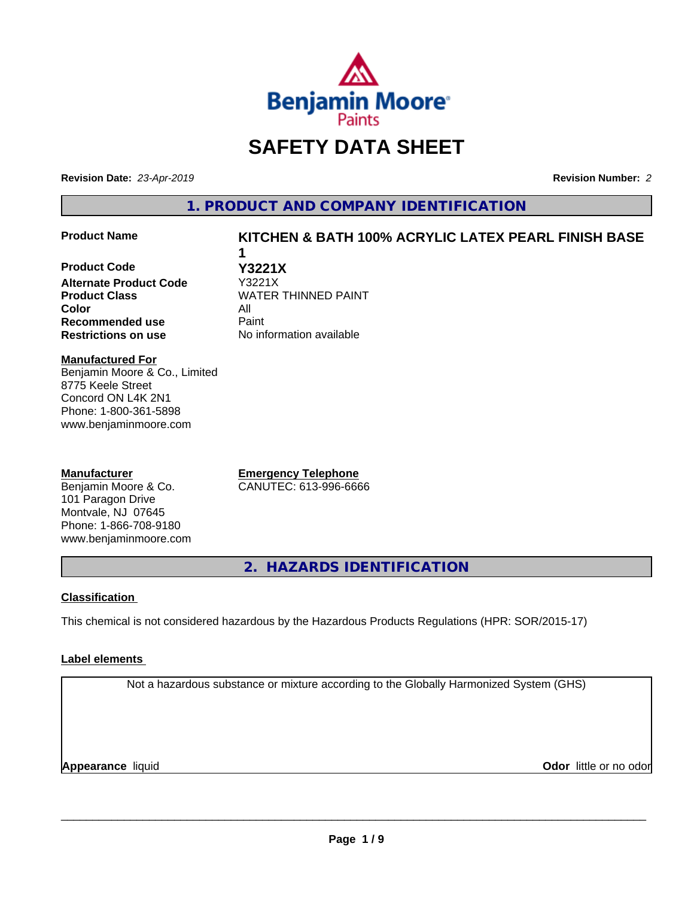# SAFETY DATA SHEET

**Revision Date:** *23-Apr-2019* **Revision Number:** *2*

## 1. PRODUCT AND COMPANY IDENTIFICATION

| | |
|---|---|
| **Product Name** | **KITCHEN & BATH 100% ACRYLIC LATEX PEARL FINISH BASE 1** |
| **Product Code** | **Y3221X** |
| **Alternate Product Code** | Y3221X |
| **Product Class** | WATER THINNED PAINT |
| **Color** | All |
| **Recommended use** | Paint |
| **Restrictions on use** | No information available |

**Manufactured For**
Benjamin Moore & Co., Limited
8775 Keele Street
Concord ON L4K 2N1
Phone: 1-800-361-5898
www.benjaminmoore.com

**Manufacturer**
Benjamin Moore & Co.
101 Paragon Drive
Montvale, NJ 07645
Phone: 1-866-708-9180
www.benjaminmoore.com

**Emergency Telephone**
CANUTEC: 613-996-6666

## 2. HAZARDS IDENTIFICATION

**Classification**

This chemical is not considered hazardous by the Hazardous Products Regulations (HPR: SOR/2015-17)

**Label elements**

Not a hazardous substance or mixture according to the Globally Harmonized System (GHS)

**Appearance** liquid **Odor** little or no odor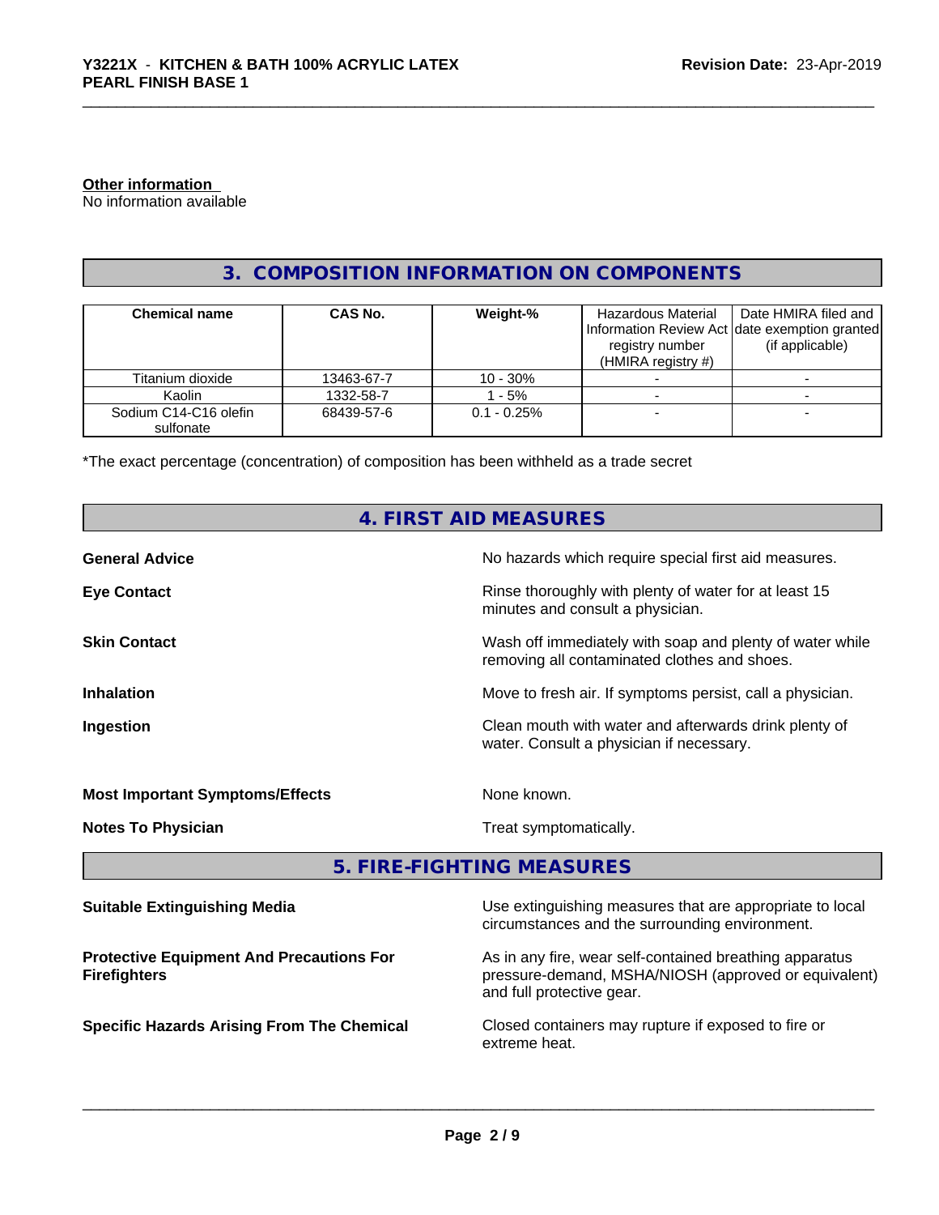**Other information**
No information available

## 3. COMPOSITION INFORMATION ON COMPONENTS

| Chemical name | CAS No. | Weight-% | Hazardous Material Information Review Act registry number (HMIRA registry #) | Date HMIRA filed and date exemption granted (if applicable) |
|---|---|---|---|---|
| Titanium dioxide | 13463-67-7 | 10 - 30% | - | - |
| Kaolin | 1332-58-7 | 1 - 5% | - | - |
| Sodium C14-C16 olefin sulfonate | 68439-57-6 | 0.1 - 0.25% | - | - |

*The exact percentage (concentration) of composition has been withheld as a trade secret

## 4. FIRST AID MEASURES

**General Advice**
No hazards which require special first aid measures.

**Eye Contact**
Rinse thoroughly with plenty of water for at least 15 minutes and consult a physician.

**Skin Contact**
Wash off immediately with soap and plenty of water while removing all contaminated clothes and shoes.

**Inhalation**
Move to fresh air. If symptoms persist, call a physician.

**Ingestion**
Clean mouth with water and afterwards drink plenty of water. Consult a physician if necessary.

**Most Important Symptoms/Effects**
None known.

**Notes To Physician**
Treat symptomatically.

## 5. FIRE-FIGHTING MEASURES

**Suitable Extinguishing Media**
Use extinguishing measures that are appropriate to local circumstances and the surrounding environment.

**Protective Equipment And Precautions For Firefighters**
As in any fire, wear self-contained breathing apparatus pressure-demand, MSHA/NIOSH (approved or equivalent) and full protective gear.

**Specific Hazards Arising From The Chemical**
Closed containers may rupture if exposed to fire or extreme heat.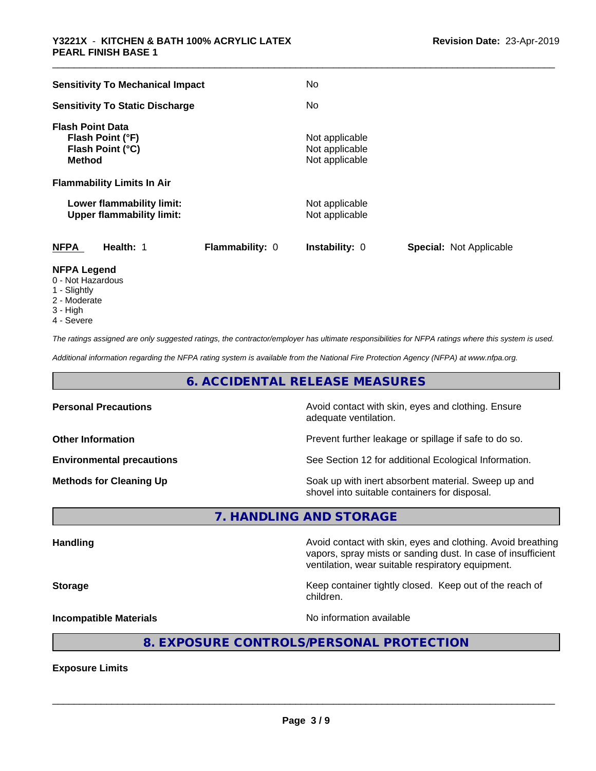| | |
|---|---|
| **Sensitivity To Mechanical Impact** | No |
| **Sensitivity To Static Discharge** | No |

**Flash Point Data**

| | |
|---|---|
| **Flash Point (°F)** | Not applicable |
| **Flash Point (°C)** | Not applicable |
| **Method** | Not applicable |

**Flammability Limits In Air**

| | |
|---|---|
| **Lower flammability limit:** | Not applicable |
| **Upper flammability limit:** | Not applicable |

| **NFPA** | **Health:** 1 | **Flammability:** 0 | **Instability:** 0 | **Special:** Not Applicable |
|---|---|---|---|---|

**NFPA Legend**
- 0 - Not Hazardous
- 1 - Slightly
- 2 - Moderate
- 3 - High
- 4 - Severe

*The ratings assigned are only suggested ratings, the contractor/employer has ultimate responsibilities for NFPA ratings where this system is used.*

*Additional information regarding the NFPA rating system is available from the National Fire Protection Agency (NFPA) at www.nfpa.org.*

## 6. ACCIDENTAL RELEASE MEASURES

| | |
|---|---|
| **Personal Precautions** | Avoid contact with skin, eyes and clothing. Ensure adequate ventilation. |
| **Other Information** | Prevent further leakage or spillage if safe to do so. |
| **Environmental precautions** | See Section 12 for additional Ecological Information. |
| **Methods for Cleaning Up** | Soak up with inert absorbent material. Sweep up and shovel into suitable containers for disposal. |

## 7. HANDLING AND STORAGE

| | |
|---|---|
| **Handling** | Avoid contact with skin, eyes and clothing. Avoid breathing vapors, spray mists or sanding dust. In case of insufficient ventilation, wear suitable respiratory equipment. |
| **Storage** | Keep container tightly closed. Keep out of the reach of children. |
| **Incompatible Materials** | No information available |

## 8. EXPOSURE CONTROLS/PERSONAL PROTECTION

**Exposure Limits**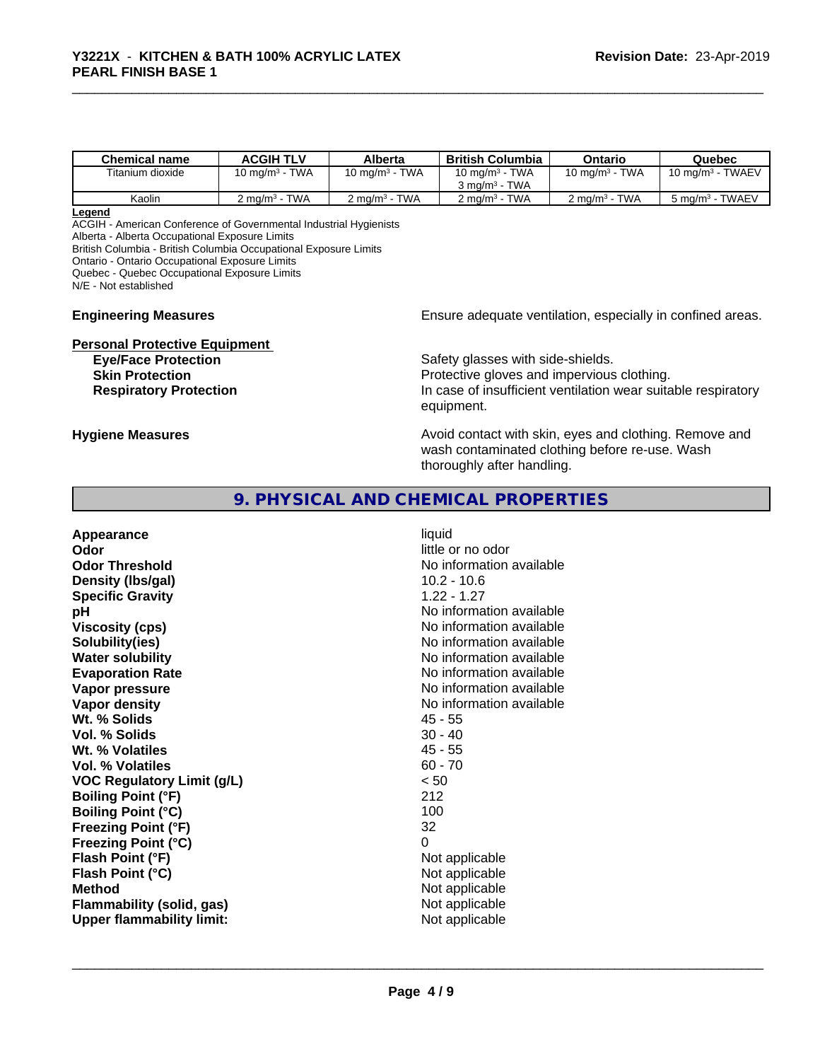| Chemical name | ACGIH TLV | Alberta | British Columbia | Ontario | Quebec |
| --- | --- | --- | --- | --- | --- |
| Titanium dioxide | 10 mg/m³ - TWA | 10 mg/m³ - TWA | 10 mg/m³ - TWA<br>3 mg/m³ - TWA | 10 mg/m³ - TWA | 10 mg/m³ - TWAEV |
| Kaolin | 2 mg/m³ - TWA | 2 mg/m³ - TWA | 2 mg/m³ - TWA | 2 mg/m³ - TWA | 5 mg/m³ - TWAEV |

**Legend**
ACGIH - American Conference of Governmental Industrial Hygienists
Alberta - Alberta Occupational Exposure Limits
British Columbia - British Columbia Occupational Exposure Limits
Ontario - Ontario Occupational Exposure Limits
Quebec - Quebec Occupational Exposure Limits
N/E - Not established

**Engineering Measures** Ensure adequate ventilation, especially in confined areas.

**Personal Protective Equipment**

**Eye/Face Protection** Safety glasses with side-shields.

**Skin Protection** Protective gloves and impervious clothing.

**Respiratory Protection** In case of insufficient ventilation wear suitable respiratory equipment.

**Hygiene Measures** Avoid contact with skin, eyes and clothing. Remove and wash contaminated clothing before re-use. Wash thoroughly after handling.

## 9. PHYSICAL AND CHEMICAL PROPERTIES

| | |
| --- | --- |
| **Appearance** | liquid |
| **Odor** | little or no odor |
| **Odor Threshold** | No information available |
| **Density (lbs/gal)** | 10.2 - 10.6 |
| **Specific Gravity** | 1.22 - 1.27 |
| **pH** | No information available |
| **Viscosity (cps)** | No information available |
| **Solubility(ies)** | No information available |
| **Water solubility** | No information available |
| **Evaporation Rate** | No information available |
| **Vapor pressure** | No information available |
| **Vapor density** | No information available |
| **Wt. % Solids** | 45 - 55 |
| **Vol. % Solids** | 30 - 40 |
| **Wt. % Volatiles** | 45 - 55 |
| **Vol. % Volatiles** | 60 - 70 |
| **VOC Regulatory Limit (g/L)** | < 50 |
| **Boiling Point (°F)** | 212 |
| **Boiling Point (°C)** | 100 |
| **Freezing Point (°F)** | 32 |
| **Freezing Point (°C)** | 0 |
| **Flash Point (°F)** | Not applicable |
| **Flash Point (°C)** | Not applicable |
| **Method** | Not applicable |
| **Flammability (solid, gas)** | Not applicable |
| **Upper flammability limit:** | Not applicable |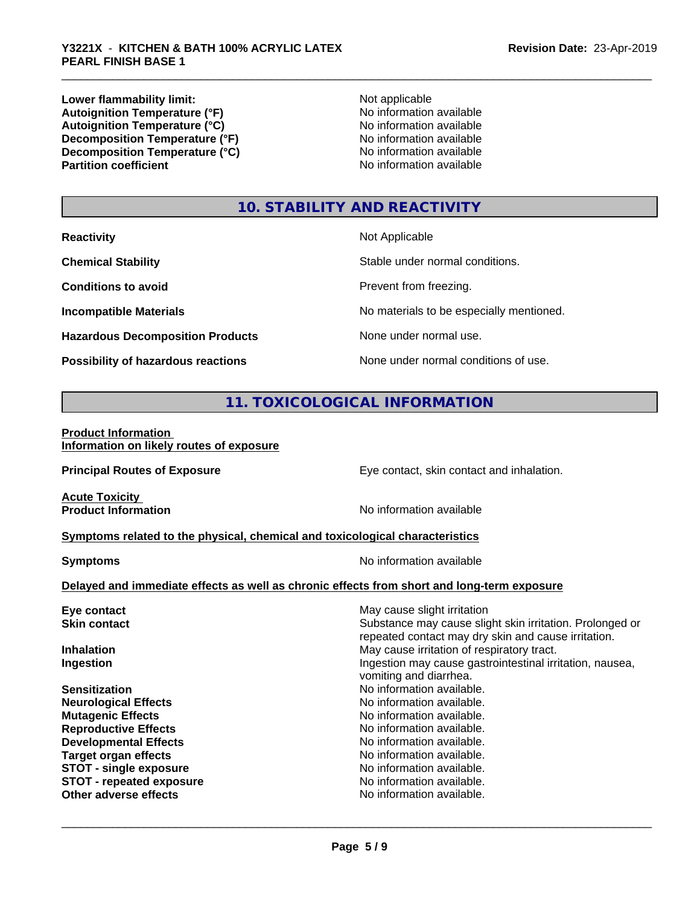| | |
|---|---|
| **Lower flammability limit:** | Not applicable |
| **Autoignition Temperature (°F)** | No information available |
| **Autoignition Temperature (°C)** | No information available |
| **Decomposition Temperature (°F)** | No information available |
| **Decomposition Temperature (°C)** | No information available |
| **Partition coefficient** | No information available |

## 10. STABILITY AND REACTIVITY

| | |
|---|---|
| **Reactivity** | Not Applicable |
| **Chemical Stability** | Stable under normal conditions. |
| **Conditions to avoid** | Prevent from freezing. |
| **Incompatible Materials** | No materials to be especially mentioned. |
| **Hazardous Decomposition Products** | None under normal use. |
| **Possibility of hazardous reactions** | None under normal conditions of use. |

## 11. TOXICOLOGICAL INFORMATION

**Product Information**

**Information on likely routes of exposure**

| | |
|---|---|
| **Principal Routes of Exposure** | Eye contact, skin contact and inhalation. |

**Acute Toxicity**

| | |
|---|---|
| **Product Information** | No information available |

**Symptoms related to the physical, chemical and toxicological characteristics**

| | |
|---|---|
| **Symptoms** | No information available |

**Delayed and immediate effects as well as chronic effects from short and long-term exposure**

| | |
|---|---|
| **Eye contact** | May cause slight irritation |
| **Skin contact** | Substance may cause slight skin irritation. Prolonged or repeated contact may dry skin and cause irritation. |
| **Inhalation** | May cause irritation of respiratory tract. |
| **Ingestion** | Ingestion may cause gastrointestinal irritation, nausea, vomiting and diarrhea. |
| **Sensitization** | No information available. |
| **Neurological Effects** | No information available. |
| **Mutagenic Effects** | No information available. |
| **Reproductive Effects** | No information available. |
| **Developmental Effects** | No information available. |
| **Target organ effects** | No information available. |
| **STOT - single exposure** | No information available. |
| **STOT - repeated exposure** | No information available. |
| **Other adverse effects** | No information available. |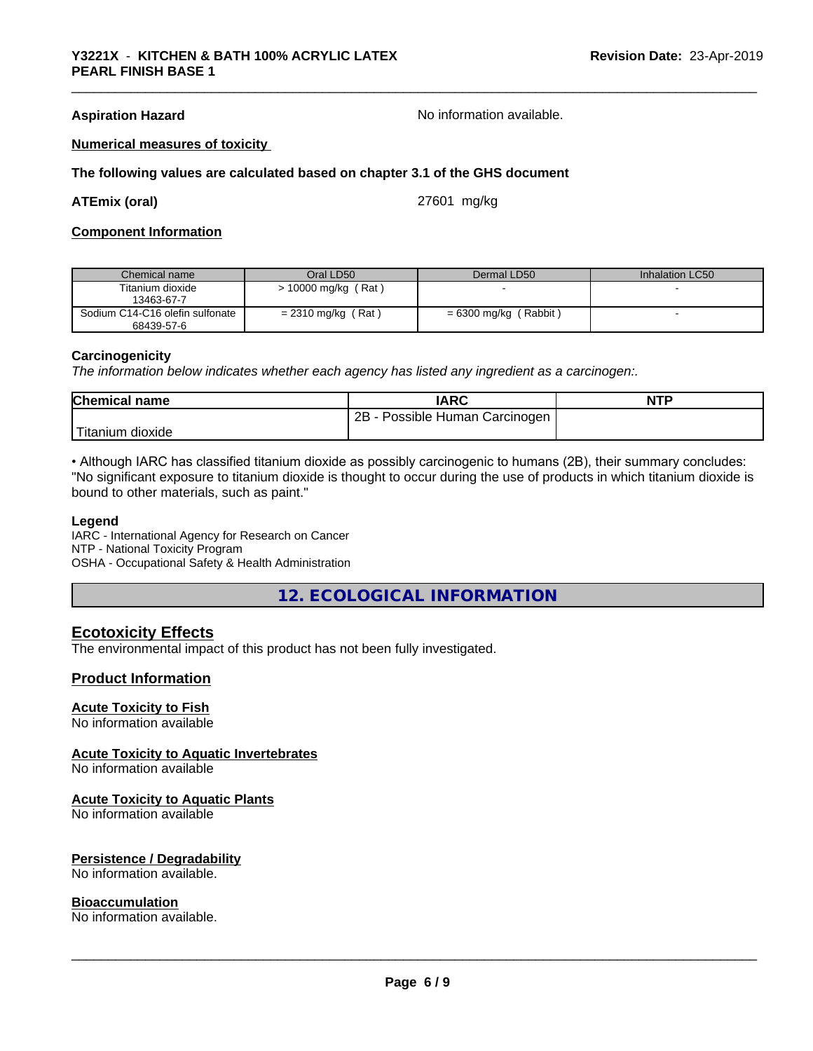**Aspiration Hazard** No information available.

**Numerical measures of toxicity**

**The following values are calculated based on chapter 3.1 of the GHS document**

**ATEmix (oral)** 27601 mg/kg

**Component Information**

| Chemical name | Oral LD50 | Dermal LD50 | Inhalation LC50 |
|---|---|---|---|
| Titanium dioxide 13463-67-7 | > 10000 mg/kg ( Rat ) | - | - |
| Sodium C14-C16 olefin sulfonate 68439-57-6 | = 2310 mg/kg ( Rat ) | = 6300 mg/kg ( Rabbit ) | - |

**Carcinogenicity**

*The information below indicates whether each agency has listed any ingredient as a carcinogen:.*

| Chemical name | IARC | NTP |
|---|---|---|
| Titanium dioxide | 2B - Possible Human Carcinogen | |

• Although IARC has classified titanium dioxide as possibly carcinogenic to humans (2B), their summary concludes: "No significant exposure to titanium dioxide is thought to occur during the use of products in which titanium dioxide is bound to other materials, such as paint."

**Legend**

IARC - International Agency for Research on Cancer
NTP - National Toxicity Program
OSHA - Occupational Safety & Health Administration

## 12. ECOLOGICAL INFORMATION

### Ecotoxicity Effects

The environmental impact of this product has not been fully investigated.

### Product Information

**Acute Toxicity to Fish**

No information available

**Acute Toxicity to Aquatic Invertebrates**

No information available

**Acute Toxicity to Aquatic Plants**

No information available

**Persistence / Degradability**

No information available.

**Bioaccumulation**

No information available.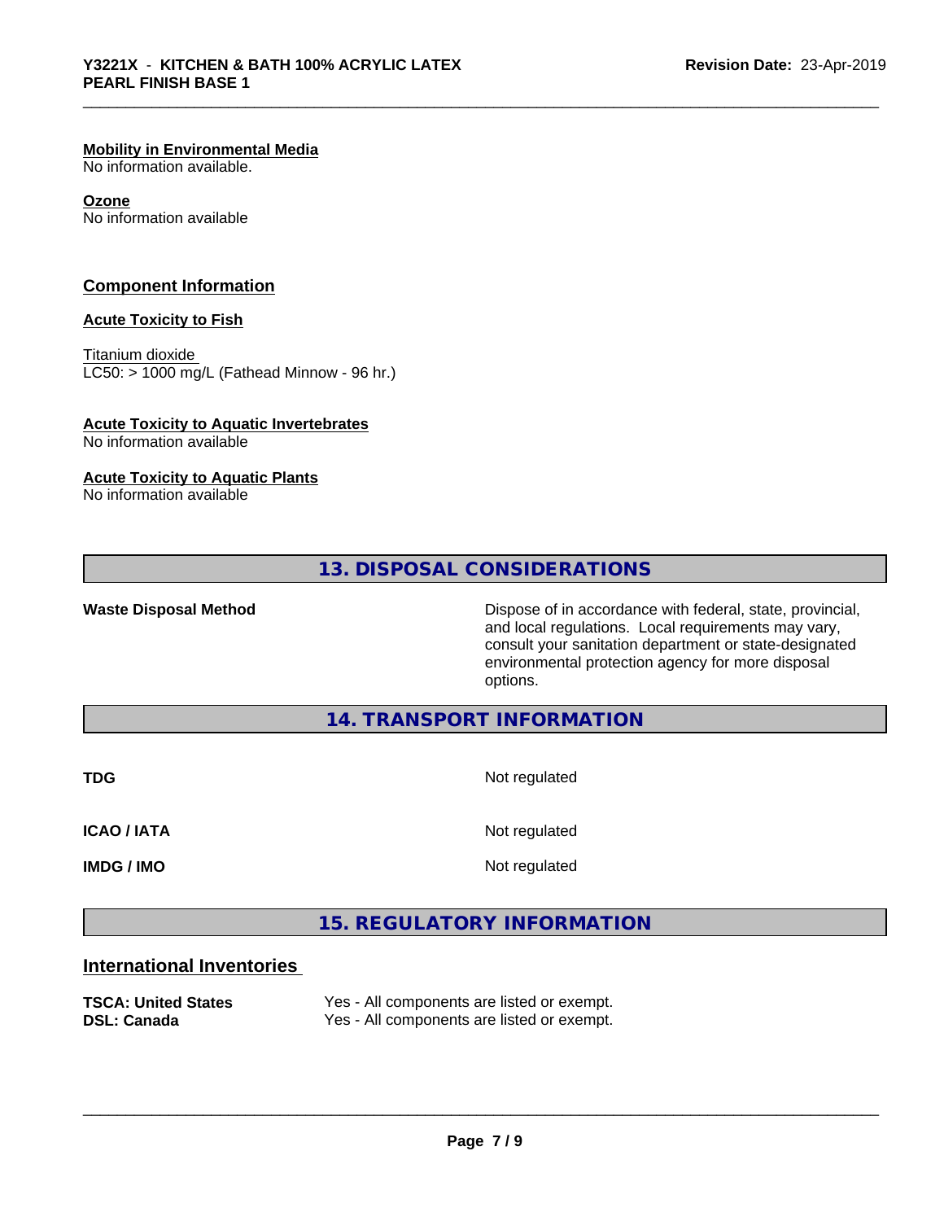**Mobility in Environmental Media**
No information available.

**Ozone**
No information available

## Component Information

**Acute Toxicity to Fish**

Titanium dioxide
LC50: > 1000 mg/L (Fathead Minnow - 96 hr.)

**Acute Toxicity to Aquatic Invertebrates**
No information available

**Acute Toxicity to Aquatic Plants**
No information available

## 13. DISPOSAL CONSIDERATIONS

| | |
|---|---|
| **Waste Disposal Method** | Dispose of in accordance with federal, state, provincial, and local regulations. Local requirements may vary, consult your sanitation department or state-designated environmental protection agency for more disposal options. |

## 14. TRANSPORT INFORMATION

| | |
|---|---|
| **TDG** | Not regulated |
| **ICAO / IATA** | Not regulated |
| **IMDG / IMO** | Not regulated |

## 15. REGULATORY INFORMATION

## International Inventories

| | |
|---|---|
| **TSCA: United States** | Yes - All components are listed or exempt. |
| **DSL: Canada** | Yes - All components are listed or exempt. |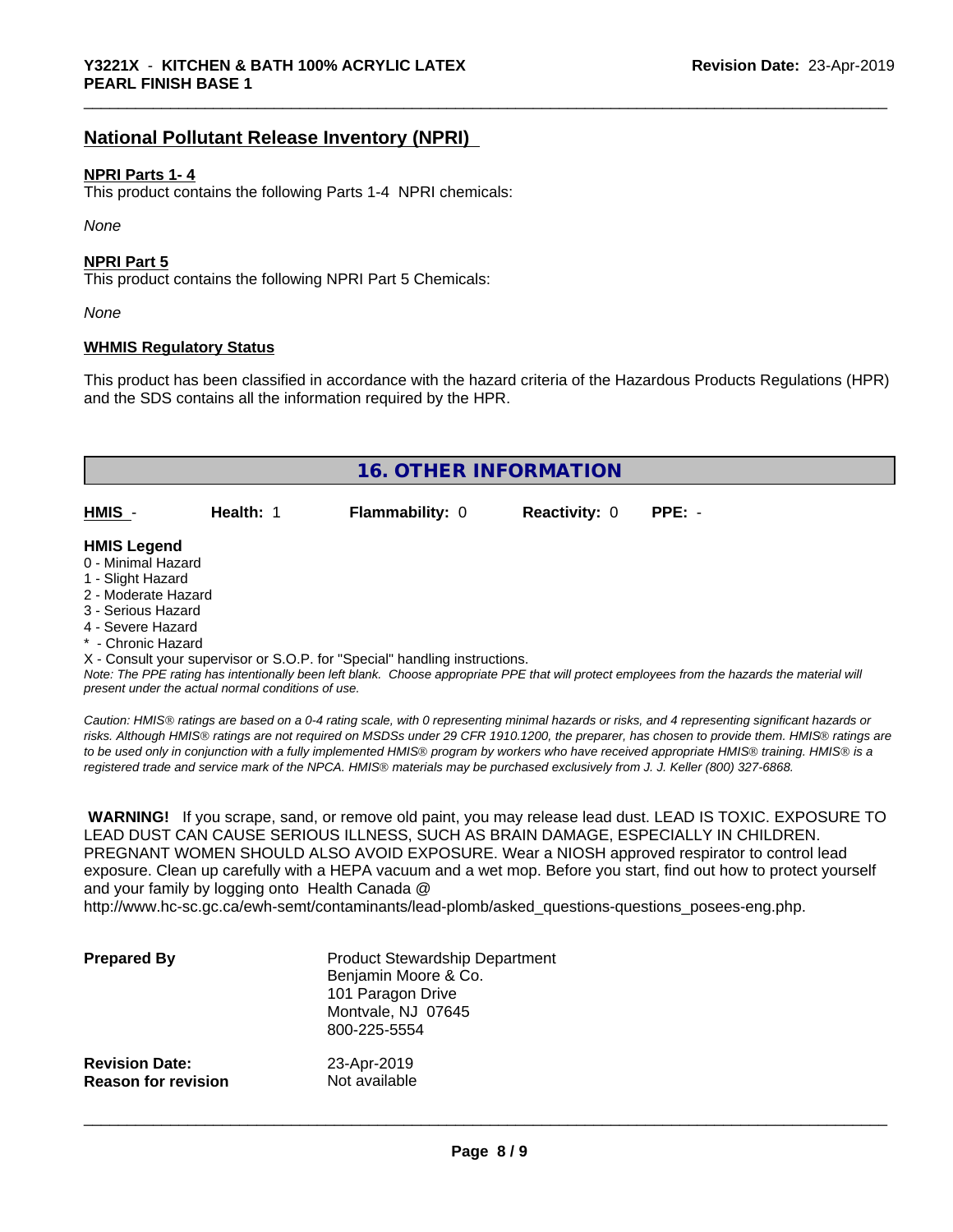## National Pollutant Release Inventory (NPRI)

**NPRI Parts 1- 4**

This product contains the following Parts 1-4 NPRI chemicals:

*None*

**NPRI Part 5**

This product contains the following NPRI Part 5 Chemicals:

*None*

**WHMIS Regulatory Status**

This product has been classified in accordance with the hazard criteria of the Hazardous Products Regulations (HPR) and the SDS contains all the information required by the HPR.

## 16. OTHER INFORMATION

| HMIS - | Health: 1 | Flammability: 0 | Reactivity: 0 | PPE: - |
|---|---|---|---|---|

**HMIS Legend**

0 - Minimal Hazard
1 - Slight Hazard
2 - Moderate Hazard
3 - Serious Hazard
4 - Severe Hazard
* - Chronic Hazard
X - Consult your supervisor or S.O.P. for "Special" handling instructions.

*Note: The PPE rating has intentionally been left blank. Choose appropriate PPE that will protect employees from the hazards the material will present under the actual normal conditions of use.*

*Caution: HMIS® ratings are based on a 0-4 rating scale, with 0 representing minimal hazards or risks, and 4 representing significant hazards or risks. Although HMIS® ratings are not required on MSDSs under 29 CFR 1910.1200, the preparer, has chosen to provide them. HMIS® ratings are to be used only in conjunction with a fully implemented HMIS® program by workers who have received appropriate HMIS® training. HMIS® is a registered trade and service mark of the NPCA. HMIS® materials may be purchased exclusively from J. J. Keller (800) 327-6868.*

**WARNING!** If you scrape, sand, or remove old paint, you may release lead dust. LEAD IS TOXIC. EXPOSURE TO LEAD DUST CAN CAUSE SERIOUS ILLNESS, SUCH AS BRAIN DAMAGE, ESPECIALLY IN CHILDREN. PREGNANT WOMEN SHOULD ALSO AVOID EXPOSURE. Wear a NIOSH approved respirator to control lead exposure. Clean up carefully with a HEPA vacuum and a wet mop. Before you start, find out how to protect yourself and your family by logging onto Health Canada @ http://www.hc-sc.gc.ca/ewh-semt/contaminants/lead-plomb/asked_questions-questions_posees-eng.php.

**Prepared By**

Product Stewardship Department
Benjamin Moore & Co.
101 Paragon Drive
Montvale, NJ 07645
800-225-5554

**Revision Date:** 23-Apr-2019

**Reason for revision** Not available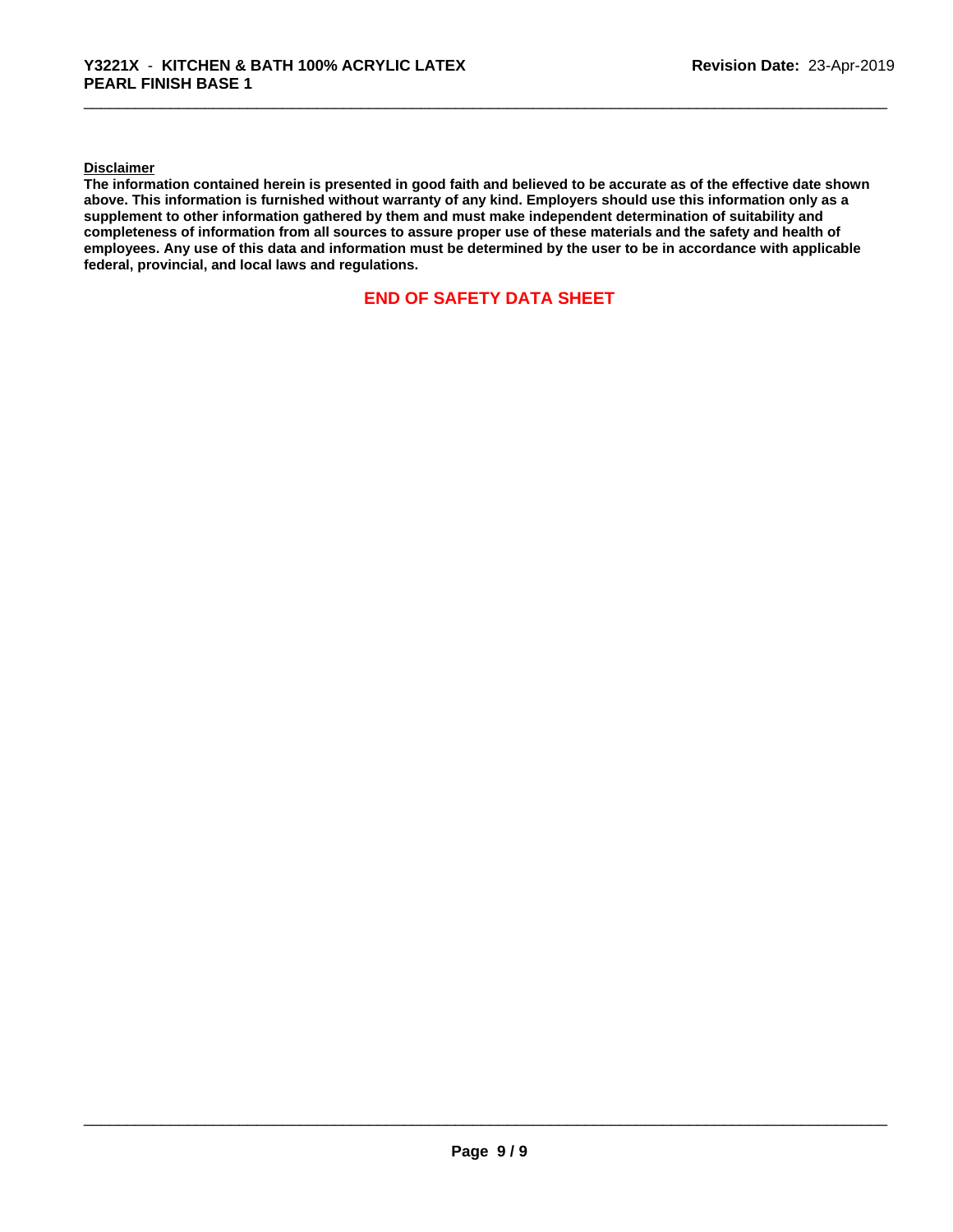**Disclaimer**

**The information contained herein is presented in good faith and believed to be accurate as of the effective date shown above. This information is furnished without warranty of any kind. Employers should use this information only as a supplement to other information gathered by them and must make independent determination of suitability and completeness of information from all sources to assure proper use of these materials and the safety and health of employees. Any use of this data and information must be determined by the user to be in accordance with applicable federal, provincial, and local laws and regulations.**

**END OF SAFETY DATA SHEET**